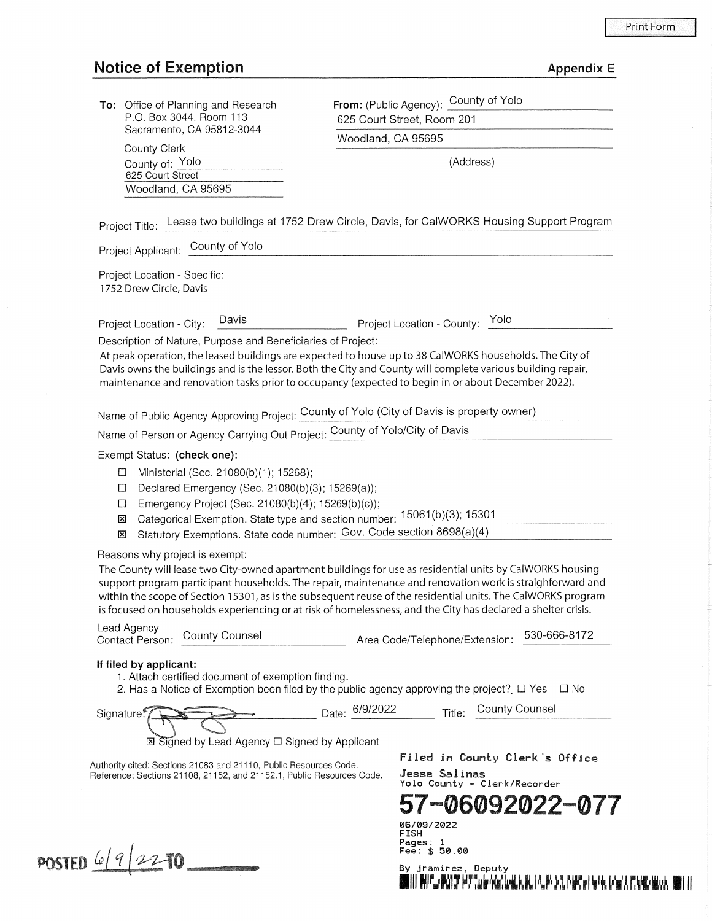Print Form

## Notice of Exemption

**Appendix E**

**To:** Office of Planning and Research
P.O. Box 3044, Room 113
Sacramento, CA 95812-3044

County Clerk
County of: Yolo
625 Court Street
Woodland, CA 95695

**From:** (Public Agency): County of Yolo
625 Court Street, Room 201
Woodland, CA 95695
(Address)

Project Title: Lease two buildings at 1752 Drew Circle, Davis, for CalWORKS Housing Support Program

Project Applicant: County of Yolo

Project Location - Specific:
1752 Drew Circle, Davis

Project Location - City: Davis    Project Location - County: Yolo

Description of Nature, Purpose and Beneficiaries of Project:
At peak operation, the leased buildings are expected to house up to 38 CalWORKS households. The City of Davis owns the buildings and is the lessor. Both the City and County will complete various building repair, maintenance and renovation tasks prior to occupancy (expected to begin in or about December 2022).

Name of Public Agency Approving Project: County of Yolo (City of Davis is property owner)

Name of Person or Agency Carrying Out Project: County of Yolo/City of Davis

Exempt Status: **(check one):**

- ☐ Ministerial (Sec. 21080(b)(1); 15268);
- ☐ Declared Emergency (Sec. 21080(b)(3); 15269(a));
- ☐ Emergency Project (Sec. 21080(b)(4); 15269(b)(c));
- ☒ Categorical Exemption. State type and section number: 15061(b)(3); 15301
- ☒ Statutory Exemptions. State code number: Gov. Code section 8698(a)(4)

Reasons why project is exempt:
The County will lease two City-owned apartment buildings for use as residential units by CalWORKS housing support program participant households. The repair, maintenance and renovation work is straighforward and within the scope of Section 15301, as is the subsequent reuse of the residential units. The CalWORKS program is focused on households experiencing or at risk of homelessness, and the City has declared a shelter crisis.

Lead Agency Contact Person: County Counsel    Area Code/Telephone/Extension: 530-666-8172

**If filed by applicant:**

1. Attach certified document of exemption finding.
2. Has a Notice of Exemption been filed by the public agency approving the project? ☐ Yes ☐ No

Signature: [signature]    Date: 6/9/2022    Title: County Counsel

☒ Signed by Lead Agency ☐ Signed by Applicant

Authority cited: Sections 21083 and 21110, Public Resources Code.
Reference: Sections 21108, 21152, and 21152.1, Public Resources Code.

Filed in County Clerk's Office
Jesse Salinas
Yolo County - Clerk/Recorder
**57-06092022-077**
06/09/2022
FISH
Pages: 1
Fee: $ 50.00
By jramirez, Deputy

POSTED 6/9/22 TO ________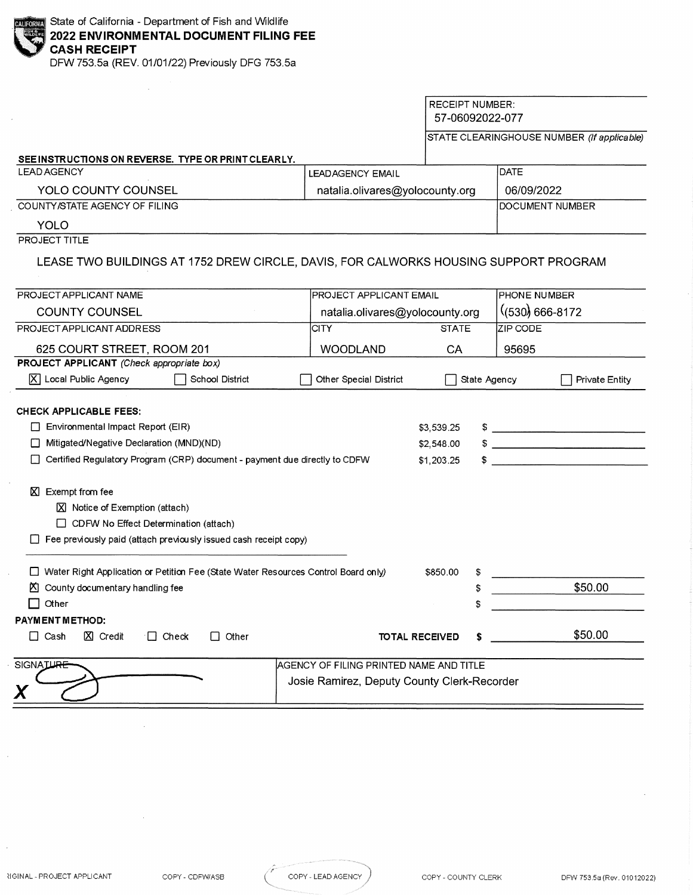State of California - Department of Fish and Wildlife

# 2022 ENVIRONMENTAL DOCUMENT FILING FEE CASH RECEIPT

DFW 753.5a (REV. 01/01/22) Previously DFG 753.5a

RECEIPT NUMBER: 57-06092022-077

STATE CLEARINGHOUSE NUMBER (If applicable):

**SEE INSTRUCTIONS ON REVERSE. TYPE OR PRINT CLEARLY.**

| LEAD AGENCY | LEAD AGENCY EMAIL | DATE |
|---|---|---|
| YOLO COUNTY COUNSEL | natalia.olivares@yolocounty.org | 06/09/2022 |

| COUNTY/STATE AGENCY OF FILING | DOCUMENT NUMBER |
|---|---|
| YOLO | |

PROJECT TITLE

LEASE TWO BUILDINGS AT 1752 DREW CIRCLE, DAVIS, FOR CALWORKS HOUSING SUPPORT PROGRAM

| PROJECT APPLICANT NAME | PROJECT APPLICANT EMAIL | | PHONE NUMBER |
|---|---|---|---|
| COUNTY COUNSEL | natalia.olivares@yolocounty.org | | (530) 666-8172 |
| **PROJECT APPLICANT ADDRESS** | **CITY** | **STATE** | **ZIP CODE** |
| 625 COURT STREET, ROOM 201 | WOODLAND | CA | 95695 |

**PROJECT APPLICANT** *(Check appropriate box)*

- [X] Local Public Agency
- [ ] School District
- [ ] Other Special District
- [ ] State Agency
- [ ] Private Entity

**CHECK APPLICABLE FEES:**

| | | |
|---|---|---|
| ☐ Environmental Impact Report (EIR) | $3,539.25 | $ |
| ☐ Mitigated/Negative Declaration (MND)(ND) | $2,548.00 | $ |
| ☐ Certified Regulatory Program (CRP) document - payment due directly to CDFW | $1,203.25 | $ |

- [X] Exempt from fee
  - [X] Notice of Exemption (attach)
  - [ ] CDFW No Effect Determination (attach)
- [ ] Fee previously paid (attach previously issued cash receipt copy)

| | | |
|---|---|---|
| ☐ Water Right Application or Petition Fee (State Water Resources Control Board only) | $850.00 | $ |
| ☒ County documentary handling fee | | $ $50.00 |
| ☐ Other | | $ |

**PAYMENT METHOD:**

- [ ] Cash
- [X] Credit
- [ ] Check
- [ ] Other

**TOTAL RECEIVED** $ $50.00

| SIGNATURE | AGENCY OF FILING PRINTED NAME AND TITLE |
|---|---|
| X | Josie Ramirez, Deputy County Clerk-Recorder |

ORIGINAL - PROJECT APPLICANT | COPY - CDFW/ASB | COPY - LEAD AGENCY | COPY - COUNTY CLERK | DFW 753.5a (Rev. 01012022)